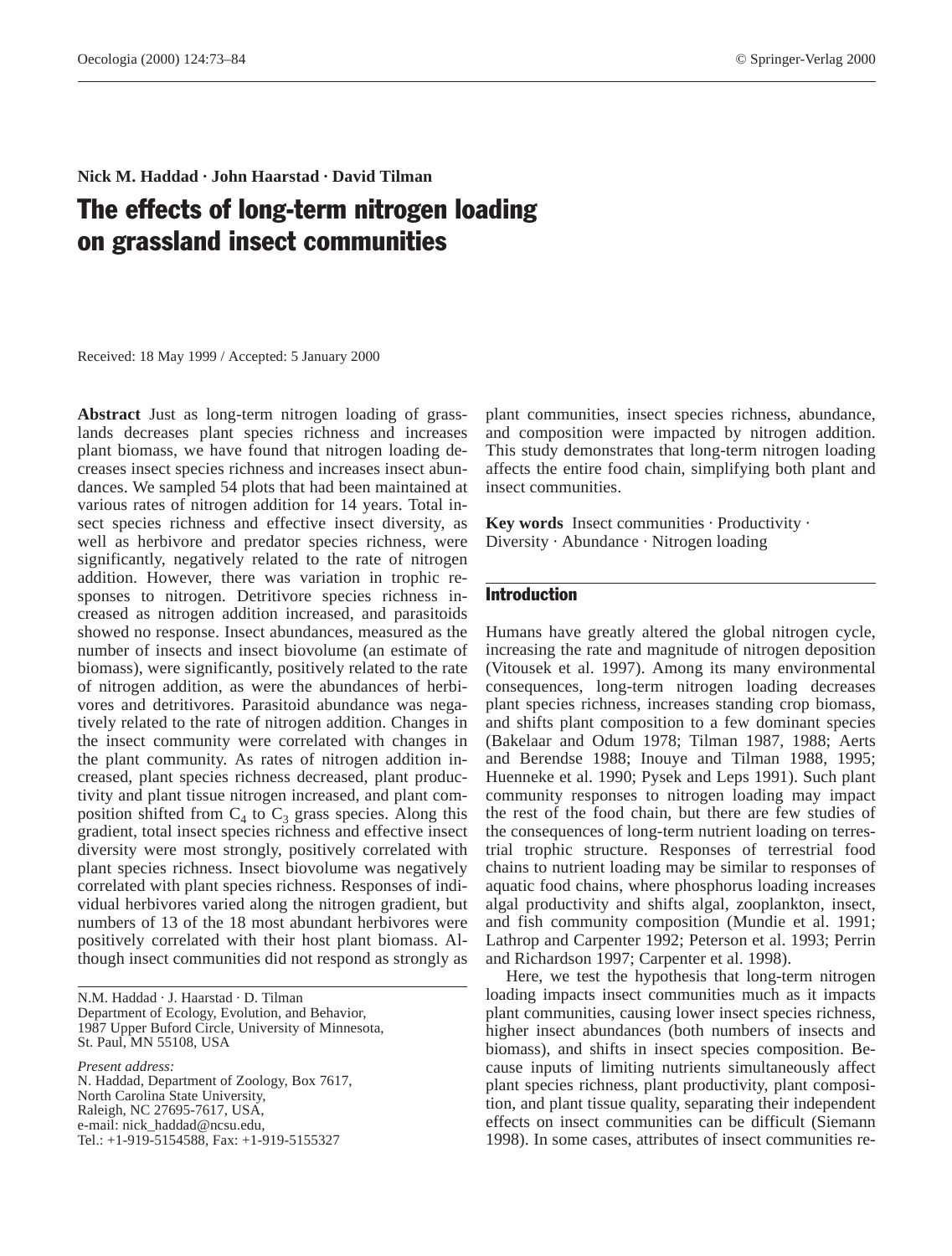Nick M. Haddad · John Haarstad · David Tilman

# The effects of long-term nitrogen loading on grassland insect communities

Received: 18 May 1999 / Accepted: 5 January 2000

**Abstract** Just as long-term nitrogen loading of grasslands decreases plant species richness and increases plant biomass, we have found that nitrogen loading decreases insect species richness and increases insect abundances. We sampled 54 plots that had been maintained at various rates of nitrogen addition for 14 years. Total insect species richness and effective insect diversity, as well as herbivore and predator species richness, were significantly, negatively related to the rate of nitrogen addition. However, there was variation in trophic responses to nitrogen. Detritivore species richness increased as nitrogen addition increased, and parasitoids showed no response. Insect abundances, measured as the number of insects and insect biovolume (an estimate of biomass), were significantly, positively related to the rate of nitrogen addition, as were the abundances of herbivores and detritivores. Parasitoid abundance was negatively related to the rate of nitrogen addition. Changes in the insect community were correlated with changes in the plant community. As rates of nitrogen addition increased, plant species richness decreased, plant productivity and plant tissue nitrogen increased, and plant composition shifted from $C_4$ to $C_3$ grass species. Along this gradient, total insect species richness and effective insect diversity were most strongly, positively correlated with plant species richness. Insect biovolume was negatively correlated with plant species richness. Responses of individual herbivores varied along the nitrogen gradient, but numbers of 13 of the 18 most abundant herbivores were positively correlated with their host plant biomass. Although insect communities did not respond as strongly as plant communities, insect species richness, abundance, and composition were impacted by nitrogen addition. This study demonstrates that long-term nitrogen loading affects the entire food chain, simplifying both plant and insect communities.

**Key words** Insect communities · Productivity · Diversity · Abundance · Nitrogen loading

N.M. Haddad · J. Haarstad · D. Tilman
Department of Ecology, Evolution, and Behavior, 1987 Upper Buford Circle, University of Minnesota, St. Paul, MN 55108, USA

*Present address:*
N. Haddad, Department of Zoology, Box 7617, North Carolina State University, Raleigh, NC 27695-7617, USA, e-mail: nick_haddad@ncsu.edu, Tel.: +1-919-5154588, Fax: +1-919-5155327

## Introduction

Humans have greatly altered the global nitrogen cycle, increasing the rate and magnitude of nitrogen deposition (Vitousek et al. 1997). Among its many environmental consequences, long-term nitrogen loading decreases plant species richness, increases standing crop biomass, and shifts plant composition to a few dominant species (Bakelaar and Odum 1978; Tilman 1987, 1988; Aerts and Berendse 1988; Inouye and Tilman 1988, 1995; Huenneke et al. 1990; Pysek and Leps 1991). Such plant community responses to nitrogen loading may impact the rest of the food chain, but there are few studies of the consequences of long-term nutrient loading on terrestrial trophic structure. Responses of terrestrial food chains to nutrient loading may be similar to responses of aquatic food chains, where phosphorus loading increases algal productivity and shifts algal, zooplankton, insect, and fish community composition (Mundie et al. 1991; Lathrop and Carpenter 1992; Peterson et al. 1993; Perrin and Richardson 1997; Carpenter et al. 1998).

Here, we test the hypothesis that long-term nitrogen loading impacts insect communities much as it impacts plant communities, causing lower insect species richness, higher insect abundances (both numbers of insects and biomass), and shifts in insect species composition. Because inputs of limiting nutrients simultaneously affect plant species richness, plant productivity, plant composition, and plant tissue quality, separating their independent effects on insect communities can be difficult (Siemann 1998). In some cases, attributes of insect communities re-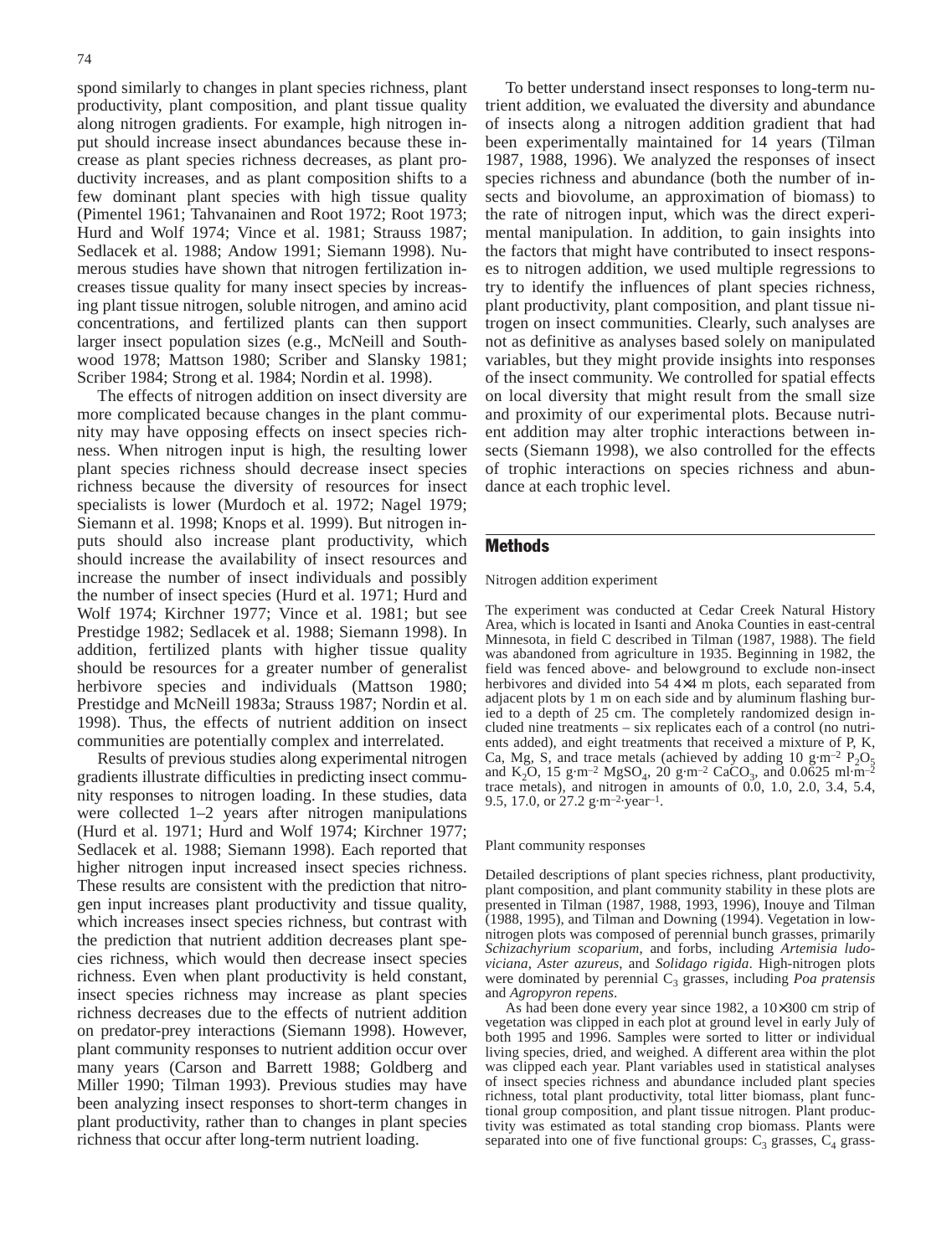spond similarly to changes in plant species richness, plant productivity, plant composition, and plant tissue quality along nitrogen gradients. For example, high nitrogen input should increase insect abundances because these increase as plant species richness decreases, as plant productivity increases, and as plant composition shifts to a few dominant plant species with high tissue quality (Pimentel 1961; Tahvanainen and Root 1972; Root 1973; Hurd and Wolf 1974; Vince et al. 1981; Strauss 1987; Sedlacek et al. 1988; Andow 1991; Siemann 1998). Numerous studies have shown that nitrogen fertilization increases tissue quality for many insect species by increasing plant tissue nitrogen, soluble nitrogen, and amino acid concentrations, and fertilized plants can then support larger insect population sizes (e.g., McNeill and Southwood 1978; Mattson 1980; Scriber and Slansky 1981; Scriber 1984; Strong et al. 1984; Nordin et al. 1998).

The effects of nitrogen addition on insect diversity are more complicated because changes in the plant community may have opposing effects on insect species richness. When nitrogen input is high, the resulting lower plant species richness should decrease insect species richness because the diversity of resources for insect specialists is lower (Murdoch et al. 1972; Nagel 1979; Siemann et al. 1998; Knops et al. 1999). But nitrogen inputs should also increase plant productivity, which should increase the availability of insect resources and increase the number of insect individuals and possibly the number of insect species (Hurd et al. 1971; Hurd and Wolf 1974; Kirchner 1977; Vince et al. 1981; but see Prestidge 1982; Sedlacek et al. 1988; Siemann 1998). In addition, fertilized plants with higher tissue quality should be resources for a greater number of generalist herbivore species and individuals (Mattson 1980; Prestidge and McNeill 1983a; Strauss 1987; Nordin et al. 1998). Thus, the effects of nutrient addition on insect communities are potentially complex and interrelated.

Results of previous studies along experimental nitrogen gradients illustrate difficulties in predicting insect community responses to nitrogen loading. In these studies, data were collected 1–2 years after nitrogen manipulations (Hurd et al. 1971; Hurd and Wolf 1974; Kirchner 1977; Sedlacek et al. 1988; Siemann 1998). Each reported that higher nitrogen input increased insect species richness. These results are consistent with the prediction that nitrogen input increases plant productivity and tissue quality, which increases insect species richness, but contrast with the prediction that nutrient addition decreases plant species richness, which would then decrease insect species richness. Even when plant productivity is held constant, insect species richness may increase as plant species richness decreases due to the effects of nutrient addition on predator-prey interactions (Siemann 1998). However, plant community responses to nutrient addition occur over many years (Carson and Barrett 1988; Goldberg and Miller 1990; Tilman 1993). Previous studies may have been analyzing insect responses to short-term changes in plant productivity, rather than to changes in plant species richness that occur after long-term nutrient loading.

To better understand insect responses to long-term nutrient addition, we evaluated the diversity and abundance of insects along a nitrogen addition gradient that had been experimentally maintained for 14 years (Tilman 1987, 1988, 1996). We analyzed the responses of insect species richness and abundance (both the number of insects and biovolume, an approximation of biomass) to the rate of nitrogen input, which was the direct experimental manipulation. In addition, to gain insights into the factors that might have contributed to insect responses to nitrogen addition, we used multiple regressions to try to identify the influences of plant species richness, plant productivity, plant composition, and plant tissue nitrogen on insect communities. Clearly, such analyses are not as definitive as analyses based solely on manipulated variables, but they might provide insights into responses of the insect community. We controlled for spatial effects on local diversity that might result from the small size and proximity of our experimental plots. Because nutrient addition may alter trophic interactions between insects (Siemann 1998), we also controlled for the effects of trophic interactions on species richness and abundance at each trophic level.

## Methods

### Nitrogen addition experiment

The experiment was conducted at Cedar Creek Natural History Area, which is located in Isanti and Anoka Counties in east-central Minnesota, in field C described in Tilman (1987, 1988). The field was abandoned from agriculture in 1935. Beginning in 1982, the field was fenced above- and belowground to exclude non-insect herbivores and divided into 54 4×4 m plots, each separated from adjacent plots by 1 m on each side and by aluminum flashing buried to a depth of 25 cm. The completely randomized design included nine treatments – six replicates each of a control (no nutrients added), and eight treatments that received a mixture of P, K, Ca, Mg, S, and trace metals (achieved by adding 10 $g \cdot m^{-2}$ $P_2O_5$ and $K_2O$, 15 $g \cdot m^{-2}$ $MgSO_4$, 20 $g \cdot m^{-2}$ $CaCO_3$, and 0.0625 $ml \cdot m^{-2}$ trace metals), and nitrogen in amounts of 0.0, 1.0, 2.0, 3.4, 5.4, 9.5, 17.0, or 27.2 $g \cdot m^{-2} \cdot year^{-1}$.

### Plant community responses

Detailed descriptions of plant species richness, plant productivity, plant composition, and plant community stability in these plots are presented in Tilman (1987, 1988, 1993, 1996), Inouye and Tilman (1988, 1995), and Tilman and Downing (1994). Vegetation in low-nitrogen plots was composed of perennial bunch grasses, primarily *Schizachyrium scoparium*, and forbs, including *Artemisia ludoviciana*, *Aster azureus*, and *Solidago rigida*. High-nitrogen plots were dominated by perennial $C_3$ grasses, including *Poa pratensis* and *Agropyron repens*.

As had been done every year since 1982, a 10×300 cm strip of vegetation was clipped in each plot at ground level in early July of both 1995 and 1996. Samples were sorted to litter or individual living species, dried, and weighed. A different area within the plot was clipped each year. Plant variables used in statistical analyses of insect species richness and abundance included plant species richness, total plant productivity, total litter biomass, plant functional group composition, and plant tissue nitrogen. Plant productivity was estimated as total standing crop biomass. Plants were separated into one of five functional groups: $C_3$ grasses, $C_4$ grass-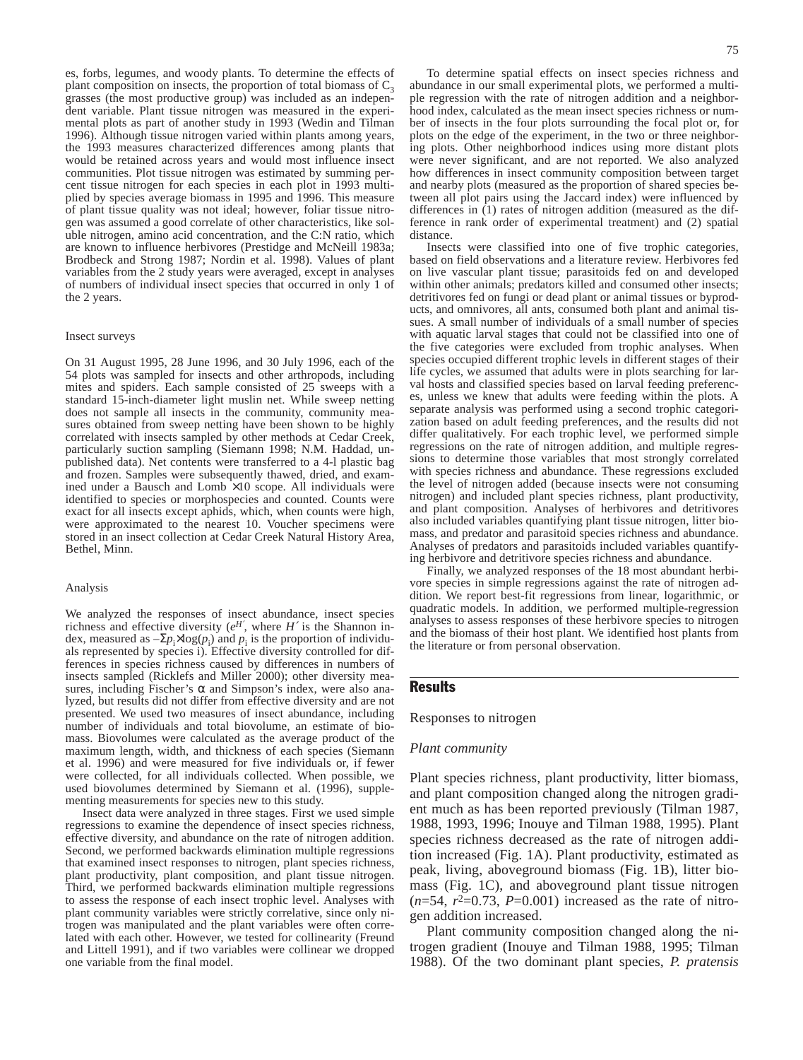es, forbs, legumes, and woody plants. To determine the effects of plant composition on insects, the proportion of total biomass of $C_3$ grasses (the most productive group) was included as an independent variable. Plant tissue nitrogen was measured in the experimental plots as part of another study in 1993 (Wedin and Tilman 1996). Although tissue nitrogen varied within plants among years, the 1993 measures characterized differences among plants that would be retained across years and would most influence insect communities. Plot tissue nitrogen was estimated by summing percent tissue nitrogen for each species in each plot in 1993 multiplied by species average biomass in 1995 and 1996. This measure of plant tissue quality was not ideal; however, foliar tissue nitrogen was assumed a good correlate of other characteristics, like soluble nitrogen, amino acid concentration, and the C:N ratio, which are known to influence herbivores (Prestidge and McNeill 1983a; Brodbeck and Strong 1987; Nordin et al. 1998). Values of plant variables from the 2 study years were averaged, except in analyses of numbers of individual insect species that occurred in only 1 of the 2 years.

### Insect surveys

On 31 August 1995, 28 June 1996, and 30 July 1996, each of the 54 plots was sampled for insects and other arthropods, including mites and spiders. Each sample consisted of 25 sweeps with a standard 15-inch-diameter light muslin net. While sweep netting does not sample all insects in the community, community measures obtained from sweep netting have been shown to be highly correlated with insects sampled by other methods at Cedar Creek, particularly suction sampling (Siemann 1998; N.M. Haddad, unpublished data). Net contents were transferred to a 4-l plastic bag and frozen. Samples were subsequently thawed, dried, and examined under a Bausch and Lomb ×10 scope. All individuals were identified to species or morphospecies and counted. Counts were exact for all insects except aphids, which, when counts were high, were approximated to the nearest 10. Voucher specimens were stored in an insect collection at Cedar Creek Natural History Area, Bethel, Minn.

### Analysis

We analyzed the responses of insect abundance, insect species richness and effective diversity ($e^{H'}$, where $H'$ is the Shannon index, measured as $-\Sigma p_i \times \log(p_i)$ and $p_i$ is the proportion of individuals represented by species i). Effective diversity controlled for differences in species richness caused by differences in numbers of insects sampled (Ricklefs and Miller 2000); other diversity measures, including Fischer's $\alpha$ and Simpson's index, were also analyzed, but results did not differ from effective diversity and are not presented. We used two measures of insect abundance, including number of individuals and total biovolume, an estimate of biomass. Biovolumes were calculated as the average product of the maximum length, width, and thickness of each species (Siemann et al. 1996) and were measured for five individuals or, if fewer were collected, for all individuals collected. When possible, we used biovolumes determined by Siemann et al. (1996), supplementing measurements for species new to this study.

Insect data were analyzed in three stages. First we used simple regressions to examine the dependence of insect species richness, effective diversity, and abundance on the rate of nitrogen addition. Second, we performed backwards elimination multiple regressions that examined insect responses to nitrogen, plant species richness, plant productivity, plant composition, and plant tissue nitrogen. Third, we performed backwards elimination multiple regressions to assess the response of each insect trophic level. Analyses with plant community variables were strictly correlative, since only nitrogen was manipulated and the plant variables were often correlated with each other. However, we tested for collinearity (Freund and Littell 1991), and if two variables were collinear we dropped one variable from the final model.

To determine spatial effects on insect species richness and abundance in our small experimental plots, we performed a multiple regression with the rate of nitrogen addition and a neighborhood index, calculated as the mean insect species richness or number of insects in the four plots surrounding the focal plot or, for plots on the edge of the experiment, in the two or three neighboring plots. Other neighborhood indices using more distant plots were never significant, and are not reported. We also analyzed how differences in insect community composition between target and nearby plots (measured as the proportion of shared species between all plot pairs using the Jaccard index) were influenced by differences in (1) rates of nitrogen addition (measured as the difference in rank order of experimental treatment) and (2) spatial distance.

Insects were classified into one of five trophic categories, based on field observations and a literature review. Herbivores fed on live vascular plant tissue; parasitoids fed on and developed within other animals; predators killed and consumed other insects; detritivores fed on fungi or dead plant or animal tissues or byproducts, and omnivores, all ants, consumed both plant and animal tissues. A small number of individuals of a small number of species with aquatic larval stages that could not be classified into one of the five categories were excluded from trophic analyses. When species occupied different trophic levels in different stages of their life cycles, we assumed that adults were in plots searching for larval hosts and classified species based on larval feeding preferences, unless we knew that adults were feeding within the plots. A separate analysis was performed using a second trophic categorization based on adult feeding preferences, and the results did not differ qualitatively. For each trophic level, we performed simple regressions on the rate of nitrogen addition, and multiple regressions to determine those variables that most strongly correlated with species richness and abundance. These regressions excluded the level of nitrogen added (because insects were not consuming nitrogen) and included plant species richness, plant productivity, and plant composition. Analyses of herbivores and detritivores also included variables quantifying plant tissue nitrogen, litter biomass, and predator and parasitoid species richness and abundance. Analyses of predators and parasitoids included variables quantifying herbivore and detritivore species richness and abundance.

Finally, we analyzed responses of the 18 most abundant herbivore species in simple regressions against the rate of nitrogen addition. We report best-fit regressions from linear, logarithmic, or quadratic models. In addition, we performed multiple-regression analyses to assess responses of these herbivore species to nitrogen and the biomass of their host plant. We identified host plants from the literature or from personal observation.

## Results

### Responses to nitrogen

#### *Plant community*

Plant species richness, plant productivity, litter biomass, and plant composition changed along the nitrogen gradient much as has been reported previously (Tilman 1987, 1988, 1993, 1996; Inouye and Tilman 1988, 1995). Plant species richness decreased as the rate of nitrogen addition increased (Fig. 1A). Plant productivity, estimated as peak, living, aboveground biomass (Fig. 1B), litter biomass (Fig. 1C), and aboveground plant tissue nitrogen ($n$=54, $r^2$=0.73, $P$=0.001) increased as the rate of nitrogen addition increased.

Plant community composition changed along the nitrogen gradient (Inouye and Tilman 1988, 1995; Tilman 1988). Of the two dominant plant species, *P. pratensis*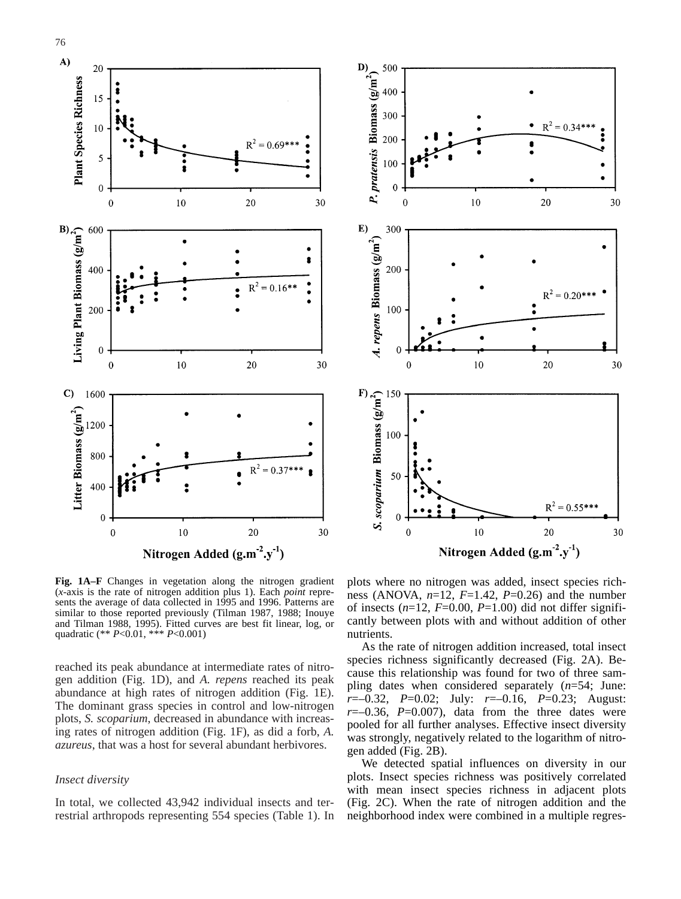**Fig. 1A–F** Changes in vegetation along the nitrogen gradient (*x*-axis is the rate of nitrogen addition plus 1). Each *point* represents the average of data collected in 1995 and 1996. Patterns are similar to those reported previously (Tilman 1987, 1988; Inouye and Tilman 1988, 1995). Fitted curves are best fit linear, log, or quadratic (** $P<0.01$, *** $P<0.001$)

reached its peak abundance at intermediate rates of nitrogen addition (Fig. 1D), and *A. repens* reached its peak abundance at high rates of nitrogen addition (Fig. 1E). The dominant grass species in control and low-nitrogen plots, *S. scoparium*, decreased in abundance with increasing rates of nitrogen addition (Fig. 1F), as did a forb, *A. azureus*, that was a host for several abundant herbivores.

*Insect diversity*

In total, we collected 43,942 individual insects and terrestrial arthropods representing 554 species (Table 1). In plots where no nitrogen was added, insect species richness (ANOVA, $n$=12, $F$=1.42, $P$=0.26) and the number of insects ($n$=12, $F$=0.00, $P$=1.00) did not differ significantly between plots with and without addition of other nutrients.

As the rate of nitrogen addition increased, total insect species richness significantly decreased (Fig. 2A). Because this relationship was found for two of three sampling dates when considered separately ($n$=54; June: $r$=–0.32, $P$=0.02; July: $r$=–0.16, $P$=0.23; August: $r$=–0.36, $P$=0.007), data from the three dates were pooled for all further analyses. Effective insect diversity was strongly, negatively related to the logarithm of nitrogen added (Fig. 2B).

We detected spatial influences on diversity in our plots. Insect species richness was positively correlated with mean insect species richness in adjacent plots (Fig. 2C). When the rate of nitrogen addition and the neighborhood index were combined in a multiple regres-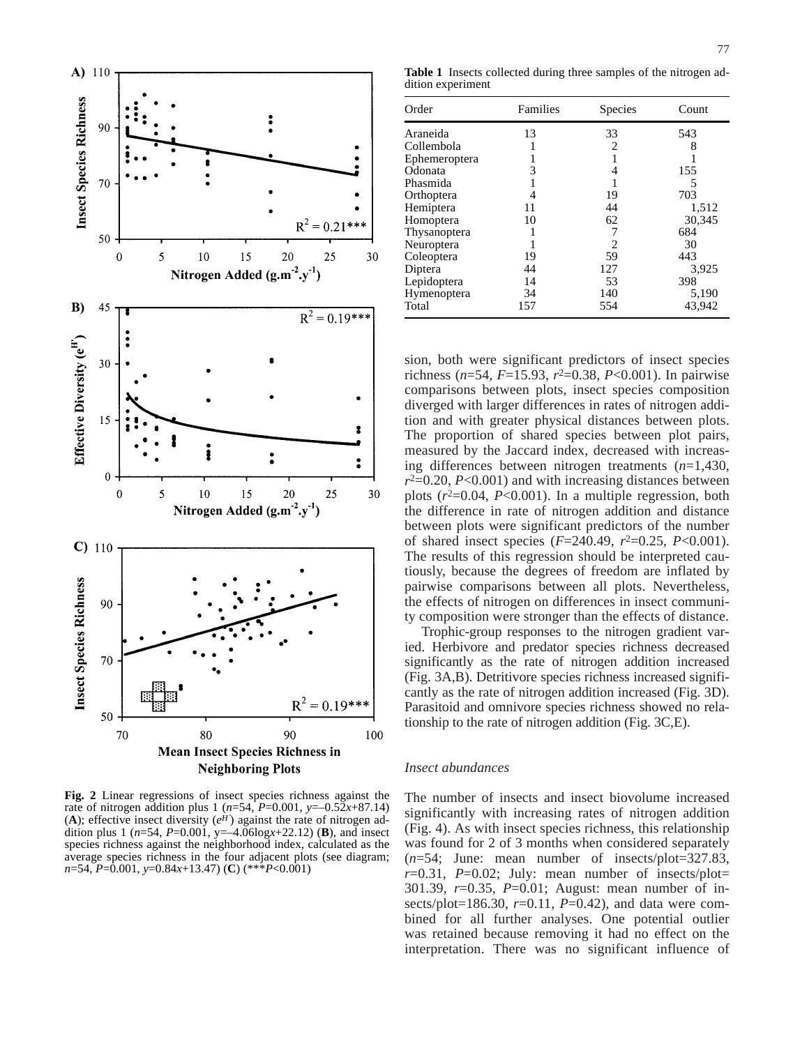Fig. 2 Linear regressions of insect species richness against the rate of nitrogen addition plus 1 ($n$=54, $P$=0.001, $y$=–0.52$x$+87.14) (**A**); effective insect diversity ($e^{H'}$) against the rate of nitrogen addition plus 1 ($n$=54, $P$=0.001, $y$=–4.06log$x$+22.12) (**B**), and insect species richness against the neighborhood index, calculated as the average species richness in the four adjacent plots (see diagram; $n$=54, $P$=0.001, $y$=0.84$x$+13.47) (**C**) (***$P$<0.001)

**Table 1** Insects collected during three samples of the nitrogen addition experiment

| Order | Families | Species | Count |
|---|---|---|---|
| Araneida | 13 | 33 | 543 |
| Collembola | 1 | 2 | 8 |
| Ephemeroptera | 1 | 1 | 1 |
| Odonata | 3 | 4 | 155 |
| Phasmida | 1 | 1 | 5 |
| Orthoptera | 4 | 19 | 703 |
| Hemiptera | 11 | 44 | 1,512 |
| Homoptera | 10 | 62 | 30,345 |
| Thysanoptera | 1 | 7 | 684 |
| Neuroptera | 1 | 2 | 30 |
| Coleoptera | 19 | 59 | 443 |
| Diptera | 44 | 127 | 3,925 |
| Lepidoptera | 14 | 53 | 398 |
| Hymenoptera | 34 | 140 | 5,190 |
| Total | 157 | 554 | 43,942 |

sion, both were significant predictors of insect species richness ($n$=54, $F$=15.93, $r^2$=0.38, $P$<0.001). In pairwise comparisons between plots, insect species composition diverged with larger differences in rates of nitrogen addition and with greater physical distances between plots. The proportion of shared species between plot pairs, measured by the Jaccard index, decreased with increasing differences between nitrogen treatments ($n$=1,430, $r^2$=0.20, $P$<0.001) and with increasing distances between plots ($r^2$=0.04, $P$<0.001). In a multiple regression, both the difference in rate of nitrogen addition and distance between plots were significant predictors of the number of shared insect species ($F$=240.49, $r^2$=0.25, $P$<0.001). The results of this regression should be interpreted cautiously, because the degrees of freedom are inflated by pairwise comparisons between all plots. Nevertheless, the effects of nitrogen on differences in insect community composition were stronger than the effects of distance.

Trophic-group responses to the nitrogen gradient varied. Herbivore and predator species richness decreased significantly as the rate of nitrogen addition increased (Fig. 3A,B). Detritivore species richness increased significantly as the rate of nitrogen addition increased (Fig. 3D). Parasitoid and omnivore species richness showed no relationship to the rate of nitrogen addition (Fig. 3C,E).

### *Insect abundances*

The number of insects and insect biovolume increased significantly with increasing rates of nitrogen addition (Fig. 4). As with insect species richness, this relationship was found for 2 of 3 months when considered separately ($n$=54; June: mean number of insects/plot=327.83, $r$=0.31, $P$=0.02; July: mean number of insects/plot=301.39, $r$=0.35, $P$=0.01; August: mean number of insects/plot=186.30, $r$=0.11, $P$=0.42), and data were combined for all further analyses. One potential outlier was retained because removing it had no effect on the interpretation. There was no significant influence of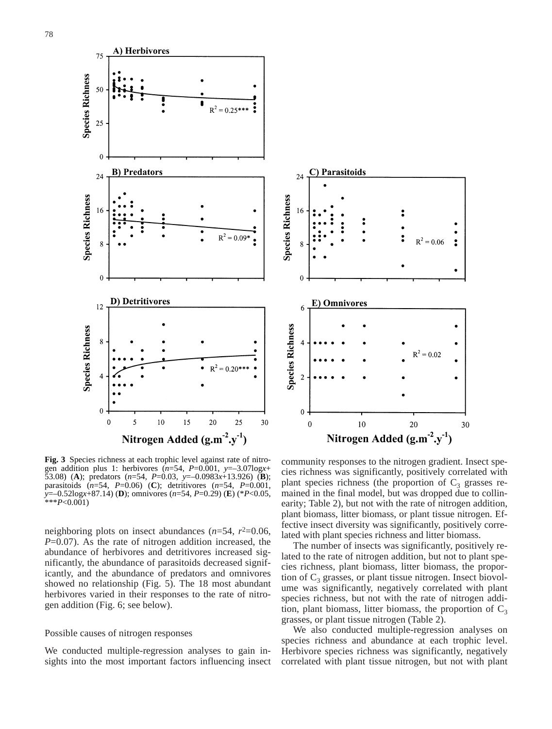**Fig. 3** Species richness at each trophic level against rate of nitrogen addition plus 1: herbivores ($n$=54, $P$=0.001, $y$=–3.07log$x$+53.08) (**A**); predators ($n$=54, $P$=0.03, $y$=–0.0983$x$+13.926) (**B**); parasitoids ($n$=54, $P$=0.06) (**C**); detritivores ($n$=54, $P$=0.001, $y$=–0.52log$x$+87.14) (**D**); omnivores ($n$=54, $P$=0.29) (**E**) (\*$P$<0.05, \*\*\*$P$<0.001)

neighboring plots on insect abundances ($n$=54, $r^2$=0.06, $P$=0.07). As the rate of nitrogen addition increased, the abundance of herbivores and detritivores increased significantly, the abundance of parasitoids decreased significantly, and the abundance of predators and omnivores showed no relationship (Fig. 5). The 18 most abundant herbivores varied in their responses to the rate of nitrogen addition (Fig. 6; see below).

## Possible causes of nitrogen responses

We conducted multiple-regression analyses to gain insights into the most important factors influencing insect community responses to the nitrogen gradient. Insect species richness was significantly, positively correlated with plant species richness (the proportion of $C_3$ grasses remained in the final model, but was dropped due to collinearity; Table 2), but not with the rate of nitrogen addition, plant biomass, litter biomass, or plant tissue nitrogen. Effective insect diversity was significantly, positively correlated with plant species richness and litter biomass.

The number of insects was significantly, positively related to the rate of nitrogen addition, but not to plant species richness, plant biomass, litter biomass, the proportion of $C_3$ grasses, or plant tissue nitrogen. Insect biovolume was significantly, negatively correlated with plant species richness, but not with the rate of nitrogen addition, plant biomass, litter biomass, the proportion of $C_3$ grasses, or plant tissue nitrogen (Table 2).

We also conducted multiple-regression analyses on species richness and abundance at each trophic level. Herbivore species richness was significantly, negatively correlated with plant tissue nitrogen, but not with plant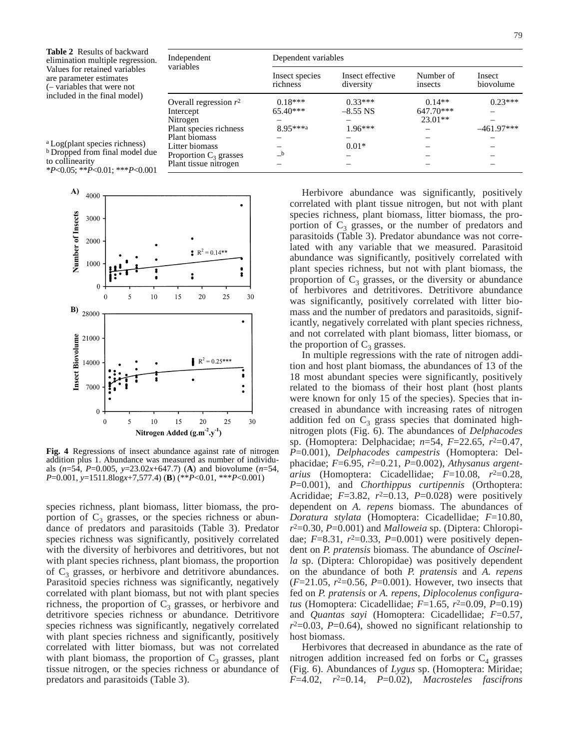**Table 2** Results of backward elimination multiple regression. Values for retained variables are parameter estimates (– variables that were not included in the final model)

| Independent variables | Dependent variables | | | |
|---|---|---|---|---|
| | Insect species richness | Insect effective diversity | Number of insects | Insect biovolume |
| Overall regression $r^2$ | 0.18*** | 0.33*** | 0.14** | 0.23*** |
| Intercept | 65.40*** | –8.55 NS | 647.70*** | – |
| Nitrogen | – | – | 23.01** | – |
| Plant species richness | 8.95***[a] | 1.96*** | – | –461.97*** |
| Plant biomass | – | – | – | – |
| Litter biomass | – | 0.01* | – | – |
| Proportion $C_3$ grasses | –[b] | – | – | – |
| Plant tissue nitrogen | – | – | – | – |

[a] Log(plant species richness)
[b] Dropped from final model due to collinearity
*$P$<0.05; **$P$<0.01; ***$P$<0.001

**Fig. 4** Regressions of insect abundance against rate of nitrogen addition plus 1. Abundance was measured as number of individuals ($n$=54, $P$=0.005, $y$=23.02$x$+647.7) (**A**) and biovolume ($n$=54, $P$=0.001, $y$=1511.8log$x$+7,577.4) (**B**) (**$P$<0.01, ***$P$<0.001)

species richness, plant biomass, litter biomass, the proportion of $C_3$ grasses, or the species richness or abundance of predators and parasitoids (Table 3). Predator species richness was significantly, positively correlated with the diversity of herbivores and detritivores, but not with plant species richness, plant biomass, the proportion of $C_3$ grasses, or herbivore and detritivore abundances. Parasitoid species richness was significantly, negatively correlated with plant biomass, but not with plant species richness, the proportion of $C_3$ grasses, or herbivore and detritivore species richness or abundance. Detritivore species richness was significantly, negatively correlated with plant species richness and significantly, positively correlated with litter biomass, but was not correlated with plant biomass, the proportion of $C_3$ grasses, plant tissue nitrogen, or the species richness or abundance of predators and parasitoids (Table 3).

Herbivore abundance was significantly, positively correlated with plant tissue nitrogen, but not with plant species richness, plant biomass, litter biomass, the proportion of $C_3$ grasses, or the number of predators and parasitoids (Table 3). Predator abundance was not correlated with any variable that we measured. Parasitoid abundance was significantly, positively correlated with plant species richness, but not with plant biomass, the proportion of $C_3$ grasses, or the diversity or abundance of herbivores and detritivores. Detritivore abundance was significantly, positively correlated with litter biomass and the number of predators and parasitoids, significantly, negatively correlated with plant species richness, and not correlated with plant biomass, litter biomass, or the proportion of $C_3$ grasses.

In multiple regressions with the rate of nitrogen addition and host plant biomass, the abundances of 13 of the 18 most abundant species were significantly, positively related to the biomass of their host plant (host plants were known for only 15 of the species). Species that increased in abundance with increasing rates of nitrogen addition fed on $C_3$ grass species that dominated high-nitrogen plots (Fig. 6). The abundances of *Delphacodes* sp. (Homoptera: Delphacidae; $n$=54, $F$=22.65, $r^2$=0.47, $P$=0.001), *Delphacodes campestris* (Homoptera: Delphacidae; $F$=6.95, $r^2$=0.21, $P$=0.002), *Athysanus argentarius* (Homoptera: Cicadellidae; $F$=10.08, $r^2$=0.28, $P$=0.001), and *Chorthippus curtipennis* (Orthoptera: Acrididae; $F$=3.82, $r^2$=0.13, $P$=0.028) were positively dependent on *A. repens* biomass. The abundances of *Doratura stylata* (Homoptera: Cicadellidae; $F$=10.80, $r^2$=0.30, $P$=0.001) and *Malloweia* sp. (Diptera: Chloropidae; $F$=8.31, $r^2$=0.33, $P$=0.001) were positively dependent on *P. pratensis* biomass. The abundance of *Oscinella* sp. (Diptera: Chloropidae) was positively dependent on the abundance of both *P. pratensis* and *A. repens* ($F$=21.05, $r^2$=0.56, $P$=0.001). However, two insects that fed on *P. pratensis* or *A. repens*, *Diplocolenus configuratus* (Homoptera: Cicadellidae; $F$=1.65, $r^2$=0.09, $P$=0.19) and *Quantas sayi* (Homoptera: Cicadellidae; $F$=0.57, $r^2$=0.03, $P$=0.64), showed no significant relationship to host biomass.

Herbivores that decreased in abundance as the rate of nitrogen addition increased fed on forbs or $C_4$ grasses (Fig. 6). Abundances of *Lygus* sp. (Homoptera: Miridae; $F$=4.02, $r^2$=0.14, $P$=0.02), *Macrosteles fascifrons*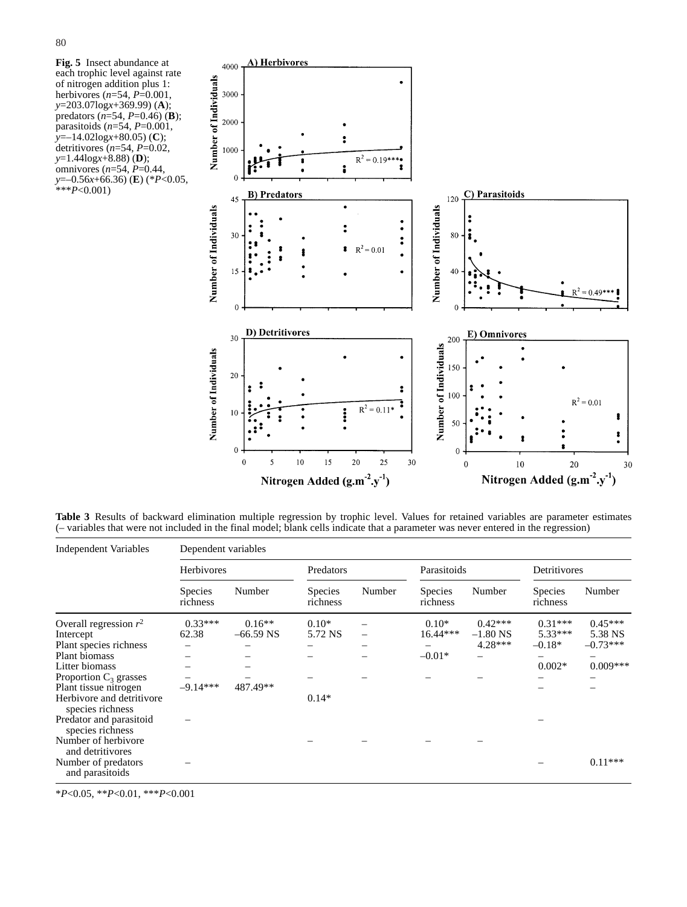**Fig. 5** Insect abundance at each trophic level against rate of nitrogen addition plus 1: herbivores ($n$=54, $P$=0.001, $y$=203.07log$x$+369.99) (**A**); predators ($n$=54, $P$=0.46) (**B**); parasitoids ($n$=54, $P$=0.001, $y$=–14.02log$x$+80.05) (**C**); detritivores ($n$=54, $P$=0.02, $y$=1.44log$x$+8.88) (**D**); omnivores ($n$=54, $P$=0.44, $y$=–0.56$x$+66.36) (**E**) (*$P$<0.05, ***$P$<0.001)

**Table 3** Results of backward elimination multiple regression by trophic level. Values for retained variables are parameter estimates (– variables that were not included in the final model; blank cells indicate that a parameter was never entered in the regression)

| Independent Variables | Dependent variables | | | | | | | |
|---|---|---|---|---|---|---|---|---|
| | Herbivores | | Predators | | Parasitoids | | Detritivores | |
| | Species richness | Number | Species richness | Number | Species richness | Number | Species richness | Number |
| Overall regression $r^2$ | 0.33*** | 0.16** | 0.10* | – | 0.10* | 0.42*** | 0.31*** | 0.45*** |
| Intercept | 62.38 | –66.59 NS | 5.72 NS | – | 16.44*** | –1.80 NS | 5.33*** | 5.38 NS |
| Plant species richness | – | – | – | – | – | 4.28*** | –0.18* | –0.73*** |
| Plant biomass | – | – | – | – | –0.01* | – | – | – |
| Litter biomass | – | – | | | | | 0.002* | 0.009*** |
| Proportion $C_3$ grasses | – | – | – | – | – | – | – | – |
| Plant tissue nitrogen | –9.14*** | 487.49** | | | | | – | – |
| Herbivore and detritivore species richness | | | 0.14* | | | | | |
| Predator and parasitoid species richness | – | | | | | | – | |
| Number of herbivore and detritivores | | | – | – | – | – | | |
| Number of predators and parasitoids | – | | | | | | – | 0.11*** |

*$P$<0.05, **$P$<0.01, ***$P$<0.001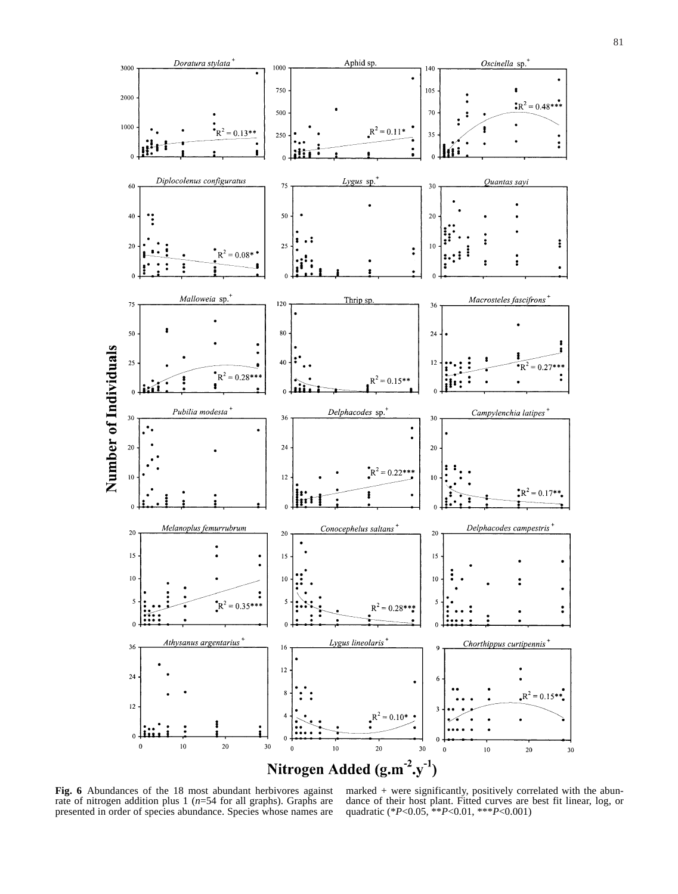**Fig. 6** Abundances of the 18 most abundant herbivores against rate of nitrogen addition plus 1 (*n*=54 for all graphs). Graphs are presented in order of species abundance. Species whose names are marked + were significantly, positively correlated with the abundance of their host plant. Fitted curves are best fit linear, log, or quadratic (*$P<0.05$, **$P<0.01$, ***$P<0.001$)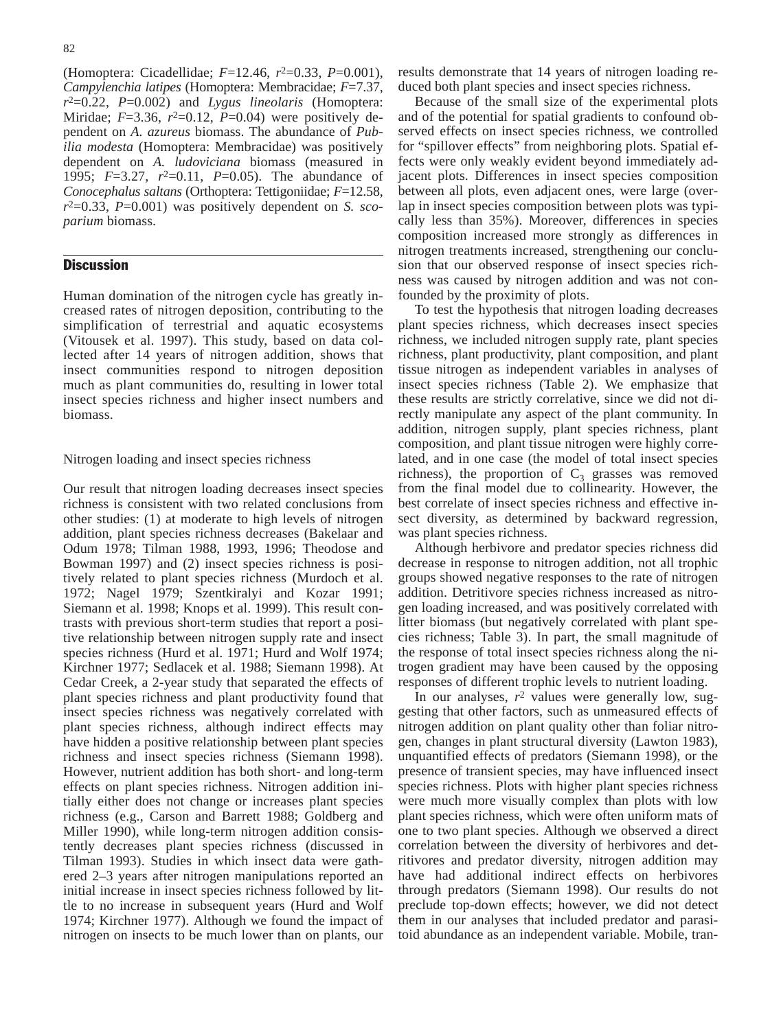(Homoptera: Cicadellidae; $F$=12.46, $r^2$=0.33, $P$=0.001), *Campylenchia latipes* (Homoptera: Membracidae; $F$=7.37, $r^2$=0.22, $P$=0.002) and *Lygus lineolaris* (Homoptera: Miridae; $F$=3.36, $r^2$=0.12, $P$=0.04) were positively dependent on *A. azureus* biomass. The abundance of *Publilia modesta* (Homoptera: Membracidae) was positively dependent on *A. ludoviciana* biomass (measured in 1995; $F$=3.27, $r^2$=0.11, $P$=0.05). The abundance of *Conocephalus saltans* (Orthoptera: Tettigoniidae; $F$=12.58, $r^2$=0.33, $P$=0.001) was positively dependent on *S. scoparium* biomass.

## Discussion

Human domination of the nitrogen cycle has greatly increased rates of nitrogen deposition, contributing to the simplification of terrestrial and aquatic ecosystems (Vitousek et al. 1997). This study, based on data collected after 14 years of nitrogen addition, shows that insect communities respond to nitrogen deposition much as plant communities do, resulting in lower total insect species richness and higher insect numbers and biomass.

### Nitrogen loading and insect species richness

Our result that nitrogen loading decreases insect species richness is consistent with two related conclusions from other studies: (1) at moderate to high levels of nitrogen addition, plant species richness decreases (Bakelaar and Odum 1978; Tilman 1988, 1993, 1996; Theodose and Bowman 1997) and (2) insect species richness is positively related to plant species richness (Murdoch et al. 1972; Nagel 1979; Szentkiralyi and Kozar 1991; Siemann et al. 1998; Knops et al. 1999). This result contrasts with previous short-term studies that report a positive relationship between nitrogen supply rate and insect species richness (Hurd et al. 1971; Hurd and Wolf 1974; Kirchner 1977; Sedlacek et al. 1988; Siemann 1998). At Cedar Creek, a 2-year study that separated the effects of plant species richness and plant productivity found that insect species richness was negatively correlated with plant species richness, although indirect effects may have hidden a positive relationship between plant species richness and insect species richness (Siemann 1998). However, nutrient addition has both short- and long-term effects on plant species richness. Nitrogen addition initially either does not change or increases plant species richness (e.g., Carson and Barrett 1988; Goldberg and Miller 1990), while long-term nitrogen addition consistently decreases plant species richness (discussed in Tilman 1993). Studies in which insect data were gathered 2–3 years after nitrogen manipulations reported an initial increase in insect species richness followed by little to no increase in subsequent years (Hurd and Wolf 1974; Kirchner 1977). Although we found the impact of nitrogen on insects to be much lower than on plants, our results demonstrate that 14 years of nitrogen loading reduced both plant species and insect species richness.

Because of the small size of the experimental plots and of the potential for spatial gradients to confound observed effects on insect species richness, we controlled for "spillover effects" from neighboring plots. Spatial effects were only weakly evident beyond immediately adjacent plots. Differences in insect species composition between all plots, even adjacent ones, were large (overlap in insect species composition between plots was typically less than 35%). Moreover, differences in species composition increased more strongly as differences in nitrogen treatments increased, strengthening our conclusion that our observed response of insect species richness was caused by nitrogen addition and was not confounded by the proximity of plots.

To test the hypothesis that nitrogen loading decreases plant species richness, which decreases insect species richness, we included nitrogen supply rate, plant species richness, plant productivity, plant composition, and plant tissue nitrogen as independent variables in analyses of insect species richness (Table 2). We emphasize that these results are strictly correlative, since we did not directly manipulate any aspect of the plant community. In addition, nitrogen supply, plant species richness, plant composition, and plant tissue nitrogen were highly correlated, and in one case (the model of total insect species richness), the proportion of $C_3$ grasses was removed from the final model due to collinearity. However, the best correlate of insect species richness and effective insect diversity, as determined by backward regression, was plant species richness.

Although herbivore and predator species richness did decrease in response to nitrogen addition, not all trophic groups showed negative responses to the rate of nitrogen addition. Detritivore species richness increased as nitrogen loading increased, and was positively correlated with litter biomass (but negatively correlated with plant species richness; Table 3). In part, the small magnitude of the response of total insect species richness along the nitrogen gradient may have been caused by the opposing responses of different trophic levels to nutrient loading.

In our analyses, $r^2$ values were generally low, suggesting that other factors, such as unmeasured effects of nitrogen addition on plant quality other than foliar nitrogen, changes in plant structural diversity (Lawton 1983), unquantified effects of predators (Siemann 1998), or the presence of transient species, may have influenced insect species richness. Plots with higher plant species richness were much more visually complex than plots with low plant species richness, which were often uniform mats of one to two plant species. Although we observed a direct correlation between the diversity of herbivores and detritivores and predator diversity, nitrogen addition may have had additional indirect effects on herbivores through predators (Siemann 1998). Our results do not preclude top-down effects; however, we did not detect them in our analyses that included predator and parasitoid abundance as an independent variable. Mobile, tran-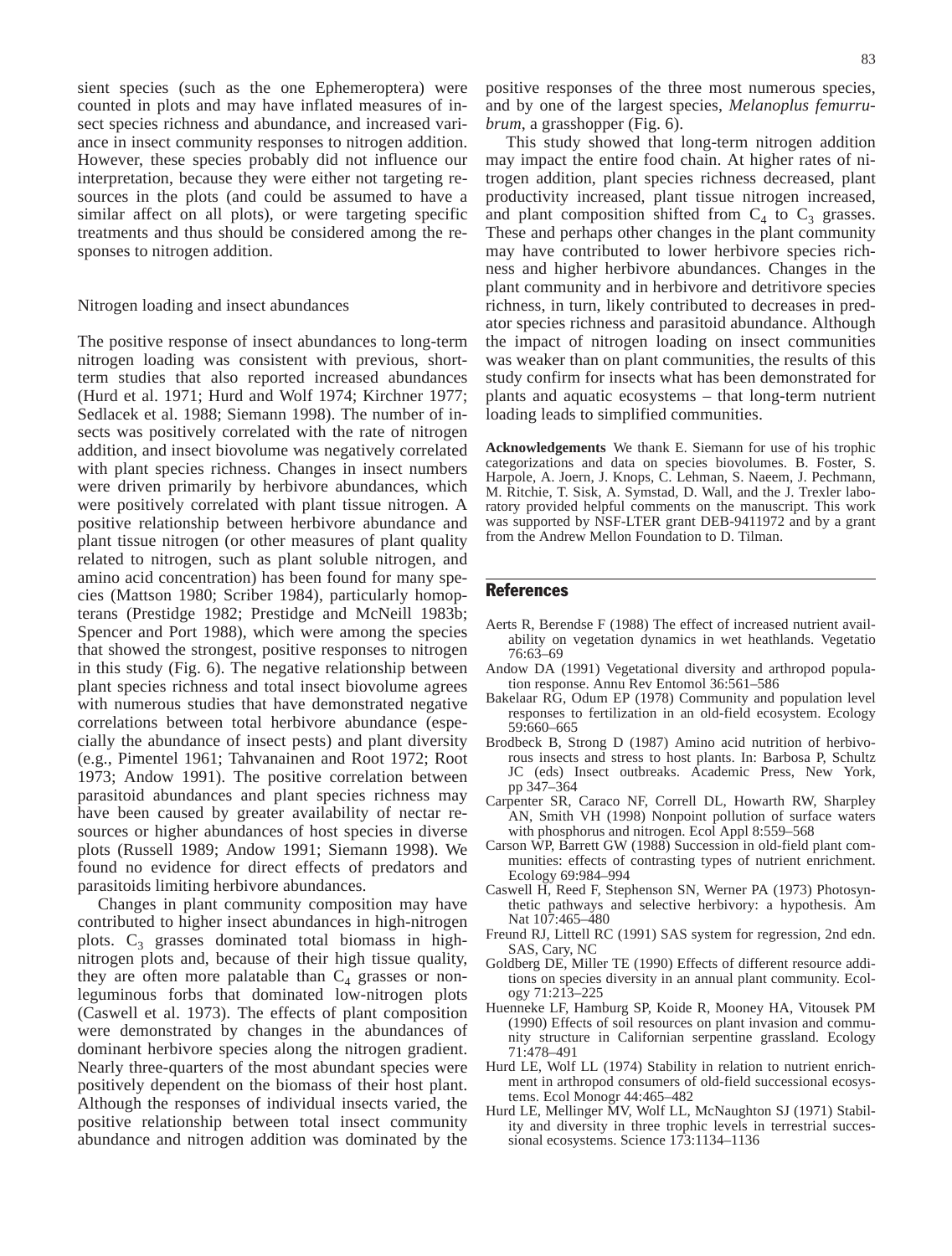sient species (such as the one Ephemeroptera) were counted in plots and may have inflated measures of insect species richness and abundance, and increased variance in insect community responses to nitrogen addition. However, these species probably did not influence our interpretation, because they were either not targeting resources in the plots (and could be assumed to have a similar affect on all plots), or were targeting specific treatments and thus should be considered among the responses to nitrogen addition.

### Nitrogen loading and insect abundances

The positive response of insect abundances to long-term nitrogen loading was consistent with previous, short-term studies that also reported increased abundances (Hurd et al. 1971; Hurd and Wolf 1974; Kirchner 1977; Sedlacek et al. 1988; Siemann 1998). The number of insects was positively correlated with the rate of nitrogen addition, and insect biovolume was negatively correlated with plant species richness. Changes in insect numbers were driven primarily by herbivore abundances, which were positively correlated with plant tissue nitrogen. A positive relationship between herbivore abundance and plant tissue nitrogen (or other measures of plant quality related to nitrogen, such as plant soluble nitrogen, and amino acid concentration) has been found for many species (Mattson 1980; Scriber 1984), particularly homopterans (Prestidge 1982; Prestidge and McNeill 1983b; Spencer and Port 1988), which were among the species that showed the strongest, positive responses to nitrogen in this study (Fig. 6). The negative relationship between plant species richness and total insect biovolume agrees with numerous studies that have demonstrated negative correlations between total herbivore abundance (especially the abundance of insect pests) and plant diversity (e.g., Pimentel 1961; Tahvanainen and Root 1972; Root 1973; Andow 1991). The positive correlation between parasitoid abundances and plant species richness may have been caused by greater availability of nectar resources or higher abundances of host species in diverse plots (Russell 1989; Andow 1991; Siemann 1998). We found no evidence for direct effects of predators and parasitoids limiting herbivore abundances.

Changes in plant community composition may have contributed to higher insect abundances in high-nitrogen plots. $C_3$ grasses dominated total biomass in high-nitrogen plots and, because of their high tissue quality, they are often more palatable than $C_4$ grasses or non-leguminous forbs that dominated low-nitrogen plots (Caswell et al. 1973). The effects of plant composition were demonstrated by changes in the abundances of dominant herbivore species along the nitrogen gradient. Nearly three-quarters of the most abundant species were positively dependent on the biomass of their host plant. Although the responses of individual insects varied, the positive relationship between total insect community abundance and nitrogen addition was dominated by the positive responses of the three most numerous species, and by one of the largest species, *Melanoplus femurrubrum*, a grasshopper (Fig. 6).

This study showed that long-term nitrogen addition may impact the entire food chain. At higher rates of nitrogen addition, plant species richness decreased, plant productivity increased, plant tissue nitrogen increased, and plant composition shifted from $C_4$ to $C_3$ grasses. These and perhaps other changes in the plant community may have contributed to lower herbivore species richness and higher herbivore abundances. Changes in the plant community and in herbivore and detritivore species richness, in turn, likely contributed to decreases in predator species richness and parasitoid abundance. Although the impact of nitrogen loading on insect communities was weaker than on plant communities, the results of this study confirm for insects what has been demonstrated for plants and aquatic ecosystems – that long-term nutrient loading leads to simplified communities.

**Acknowledgements** We thank E. Siemann for use of his trophic categorizations and data on species biovolumes. B. Foster, S. Harpole, A. Joern, J. Knops, C. Lehman, S. Naeem, J. Pechmann, M. Ritchie, T. Sisk, A. Symstad, D. Wall, and the J. Trexler laboratory provided helpful comments on the manuscript. This work was supported by NSF-LTER grant DEB-9411972 and by a grant from the Andrew Mellon Foundation to D. Tilman.

## References

Aerts R, Berendse F (1988) The effect of increased nutrient availability on vegetation dynamics in wet heathlands. Vegetatio 76:63–69

Andow DA (1991) Vegetational diversity and arthropod population response. Annu Rev Entomol 36:561–586

Bakelaar RG, Odum EP (1978) Community and population level responses to fertilization in an old-field ecosystem. Ecology 59:660–665

Brodbeck B, Strong D (1987) Amino acid nutrition of herbivorous insects and stress to host plants. In: Barbosa P, Schultz JC (eds) Insect outbreaks. Academic Press, New York, pp 347–364

Carpenter SR, Caraco NF, Correll DL, Howarth RW, Sharpley AN, Smith VH (1998) Nonpoint pollution of surface waters with phosphorus and nitrogen. Ecol Appl 8:559–568

Carson WP, Barrett GW (1988) Succession in old-field plant communities: effects of contrasting types of nutrient enrichment. Ecology 69:984–994

Caswell H, Reed F, Stephenson SN, Werner PA (1973) Photosynthetic pathways and selective herbivory: a hypothesis. Am Nat 107:465–480

Freund RJ, Littell RC (1991) SAS system for regression, 2nd edn. SAS, Cary, NC

Goldberg DE, Miller TE (1990) Effects of different resource additions on species diversity in an annual plant community. Ecology 71:213–225

Huenneke LF, Hamburg SP, Koide R, Mooney HA, Vitousek PM (1990) Effects of soil resources on plant invasion and community structure in Californian serpentine grassland. Ecology 71:478–491

Hurd LE, Wolf LL (1974) Stability in relation to nutrient enrichment in arthropod consumers of old-field successional ecosystems. Ecol Monogr 44:465–482

Hurd LE, Mellinger MV, Wolf LL, McNaughton SJ (1971) Stability and diversity in three trophic levels in terrestrial successional ecosystems. Science 173:1134–1136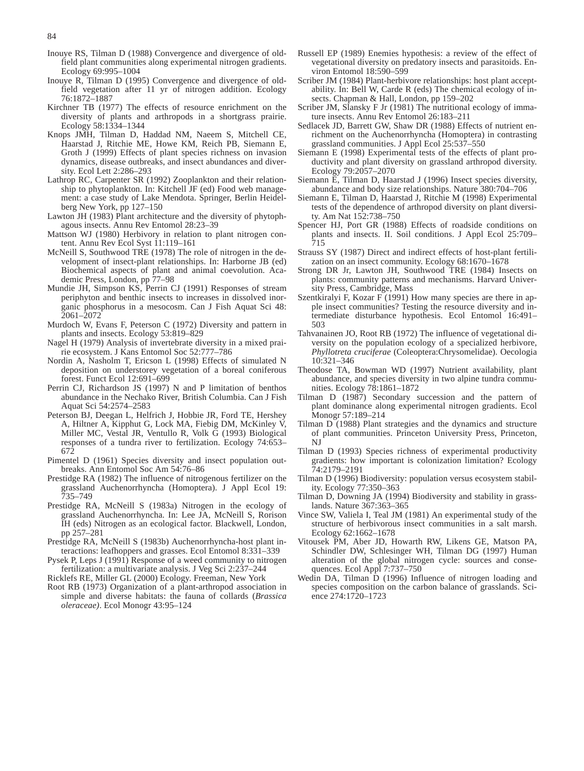Inouye RS, Tilman D (1988) Convergence and divergence of old-field plant communities along experimental nitrogen gradients. Ecology 69:995–1004

Inouye R, Tilman D (1995) Convergence and divergence of old-field vegetation after 11 yr of nitrogen addition. Ecology 76:1872–1887

Kirchner TB (1977) The effects of resource enrichment on the diversity of plants and arthropods in a shortgrass prairie. Ecology 58:1334–1344

Knops JMH, Tilman D, Haddad NM, Naeem S, Mitchell CE, Haarstad J, Ritchie ME, Howe KM, Reich PB, Siemann E, Groth J (1999) Effects of plant species richness on invasion dynamics, disease outbreaks, and insect abundances and diversity. Ecol Lett 2:286–293

Lathrop RC, Carpenter SR (1992) Zooplankton and their relationship to phytoplankton. In: Kitchell JF (ed) Food web management: a case study of Lake Mendota. Springer, Berlin Heidelberg New York, pp 127–150

Lawton JH (1983) Plant architecture and the diversity of phytophagous insects. Annu Rev Entomol 28:23–39

Mattson WJ (1980) Herbivory in relation to plant nitrogen content. Annu Rev Ecol Syst 11:119–161

McNeill S, Southwood TRE (1978) The role of nitrogen in the development of insect-plant relationships. In: Harborne JB (ed) Biochemical aspects of plant and animal coevolution. Academic Press, London, pp 77–98

Mundie JH, Simpson KS, Perrin CJ (1991) Responses of stream periphyton and benthic insects to increases in dissolved inorganic phosphorus in a mesocosm. Can J Fish Aquat Sci 48: 2061–2072

Murdoch W, Evans F, Peterson C (1972) Diversity and pattern in plants and insects. Ecology 53:819–829

Nagel H (1979) Analysis of invertebrate diversity in a mixed prairie ecosystem. J Kans Entomol Soc 52:777–786

Nordin A, Nasholm T, Ericson L (1998) Effects of simulated N deposition on understorey vegetation of a boreal coniferous forest. Funct Ecol 12:691–699

Perrin CJ, Richardson JS (1997) N and P limitation of benthos abundance in the Nechako River, British Columbia. Can J Fish Aquat Sci 54:2574–2583

Peterson BJ, Deegan L, Helfrich J, Hobbie JR, Ford TE, Hershey A, Hiltner A, Kipphut G, Lock MA, Fiebig DM, McKinley V, Miller MC, Vestal JR, Ventullo R, Volk G (1993) Biological responses of a tundra river to fertilization. Ecology 74:653–672

Pimentel D (1961) Species diversity and insect population outbreaks. Ann Entomol Soc Am 54:76–86

Prestidge RA (1982) The influence of nitrogenous fertilizer on the grassland Auchenorrhyncha (Homoptera). J Appl Ecol 19: 735–749

Prestidge RA, McNeill S (1983a) Nitrogen in the ecology of grassland Auchenorrhyncha. In: Lee JA, McNeill S, Rorison IH (eds) Nitrogen as an ecological factor. Blackwell, London, pp 257–281

Prestidge RA, McNeill S (1983b) Auchenorrhyncha-host plant interactions: leafhoppers and grasses. Ecol Entomol 8:331–339

Pysek P, Leps J (1991) Response of a weed community to nitrogen fertilization: a multivariate analysis. J Veg Sci 2:237–244

Ricklefs RE, Miller GL (2000) Ecology. Freeman, New York

Root RB (1973) Organization of a plant-arthropod association in simple and diverse habitats: the fauna of collards (*Brassica oleraceae)*. Ecol Monogr 43:95–124

Russell EP (1989) Enemies hypothesis: a review of the effect of vegetational diversity on predatory insects and parasitoids. Environ Entomol 18:590–599

Scriber JM (1984) Plant-herbivore relationships: host plant acceptability. In: Bell W, Carde R (eds) The chemical ecology of insects. Chapman & Hall, London, pp 159–202

Scriber JM, Slansky F Jr (1981) The nutritional ecology of immature insects. Annu Rev Entomol 26:183–211

Sedlacek JD, Barrett GW, Shaw DR (1988) Effects of nutrient enrichment on the Auchenorrhyncha (Homoptera) in contrasting grassland communities. J Appl Ecol 25:537–550

Siemann E (1998) Experimental tests of the effects of plant productivity and plant diversity on grassland arthropod diversity. Ecology 79:2057–2070

Siemann E, Tilman D, Haarstad J (1996) Insect species diversity, abundance and body size relationships. Nature 380:704–706

Siemann E, Tilman D, Haarstad J, Ritchie M (1998) Experimental tests of the dependence of arthropod diversity on plant diversity. Am Nat 152:738–750

Spencer HJ, Port GR (1988) Effects of roadside conditions on plants and insects. II. Soil conditions. J Appl Ecol 25:709–715

Strauss SY (1987) Direct and indirect effects of host-plant fertilization on an insect community. Ecology 68:1670–1678

Strong DR Jr, Lawton JH, Southwood TRE (1984) Insects on plants: community patterns and mechanisms. Harvard University Press, Cambridge, Mass

Szentkiralyi F, Kozar F (1991) How many species are there in apple insect communities? Testing the resource diversity and intermediate disturbance hypothesis. Ecol Entomol 16:491–503

Tahvanainen JO, Root RB (1972) The influence of vegetational diversity on the population ecology of a specialized herbivore, *Phyllotreta cruciferae* (Coleoptera:Chrysomelidae). Oecologia 10:321–346

Theodose TA, Bowman WD (1997) Nutrient availability, plant abundance, and species diversity in two alpine tundra communities. Ecology 78:1861–1872

Tilman D (1987) Secondary succession and the pattern of plant dominance along experimental nitrogen gradients. Ecol Monogr 57:189–214

Tilman D (1988) Plant strategies and the dynamics and structure of plant communities. Princeton University Press, Princeton, NJ

Tilman D (1993) Species richness of experimental productivity gradients: how important is colonization limitation? Ecology 74:2179–2191

Tilman D (1996) Biodiversity: population versus ecosystem stability. Ecology 77:350–363

Tilman D, Downing JA (1994) Biodiversity and stability in grasslands. Nature 367:363–365

Vince SW, Valiela I, Teal JM (1981) An experimental study of the structure of herbivorous insect communities in a salt marsh. Ecology 62:1662–1678

Vitousek PM, Aber JD, Howarth RW, Likens GE, Matson PA, Schindler DW, Schlesinger WH, Tilman DG (1997) Human alteration of the global nitrogen cycle: sources and consequences. Ecol Appl 7:737–750

Wedin DA, Tilman D (1996) Influence of nitrogen loading and species composition on the carbon balance of grasslands. Science 274:1720–1723